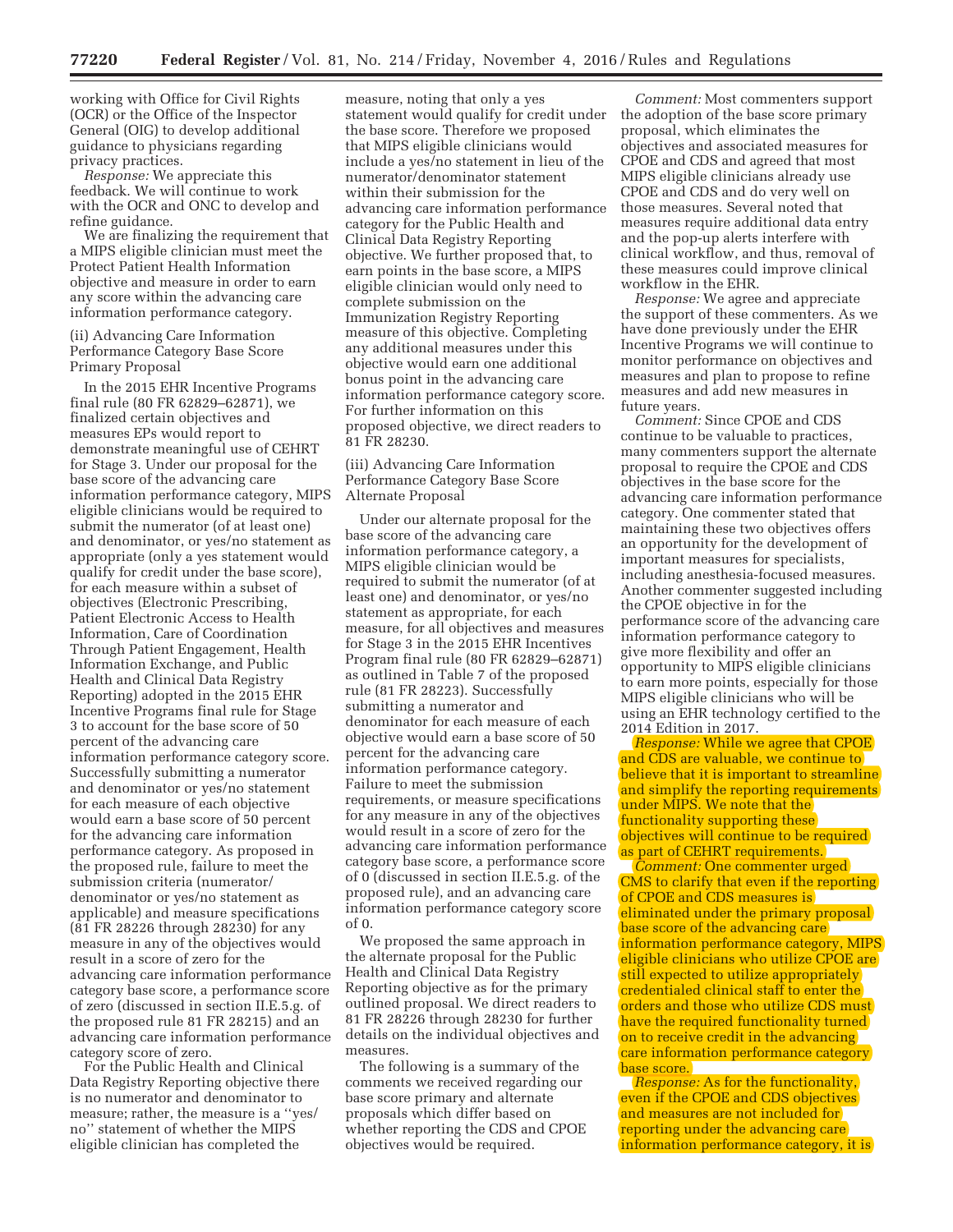working with Office for Civil Rights (OCR) or the Office of the Inspector General (OIG) to develop additional guidance to physicians regarding privacy practices.

*Response:* We appreciate this feedback. We will continue to work with the OCR and ONC to develop and refine guidance.

We are finalizing the requirement that a MIPS eligible clinician must meet the Protect Patient Health Information objective and measure in order to earn any score within the advancing care information performance category.

(ii) Advancing Care Information Performance Category Base Score Primary Proposal

In the 2015 EHR Incentive Programs final rule (80 FR 62829–62871), we finalized certain objectives and measures EPs would report to demonstrate meaningful use of CEHRT for Stage 3. Under our proposal for the base score of the advancing care information performance category, MIPS eligible clinicians would be required to submit the numerator (of at least one) and denominator, or yes/no statement as appropriate (only a yes statement would qualify for credit under the base score), for each measure within a subset of objectives (Electronic Prescribing, Patient Electronic Access to Health Information, Care of Coordination Through Patient Engagement, Health Information Exchange, and Public Health and Clinical Data Registry Reporting) adopted in the 2015 EHR Incentive Programs final rule for Stage 3 to account for the base score of 50 percent of the advancing care information performance category score. Successfully submitting a numerator and denominator or yes/no statement for each measure of each objective would earn a base score of 50 percent for the advancing care information performance category. As proposed in the proposed rule, failure to meet the submission criteria (numerator/denominator or yes/no statement as applicable) and measure specifications (81 FR 28226 through 28230) for any measure in any of the objectives would result in a score of zero for the advancing care information performance category base score, a performance score of zero (discussed in section II.E.5.g. of the proposed rule 81 FR 28215) and an advancing care information performance category score of zero.

For the Public Health and Clinical Data Registry Reporting objective there is no numerator and denominator to measure; rather, the measure is a ''yes/no'' statement of whether the MIPS eligible clinician has completed the measure, noting that only a yes statement would qualify for credit under the base score. Therefore we proposed that MIPS eligible clinicians would include a yes/no statement in lieu of the numerator/denominator statement within their submission for the advancing care information performance category for the Public Health and Clinical Data Registry Reporting objective. We further proposed that, to earn points in the base score, a MIPS eligible clinician would only need to complete submission on the Immunization Registry Reporting measure of this objective. Completing any additional measures under this objective would earn one additional bonus point in the advancing care information performance category score. For further information on this proposed objective, we direct readers to 81 FR 28230.

(iii) Advancing Care Information Performance Category Base Score Alternate Proposal

Under our alternate proposal for the base score of the advancing care information performance category, a MIPS eligible clinician would be required to submit the numerator (of at least one) and denominator, or yes/no statement as appropriate, for each measure, for all objectives and measures for Stage 3 in the 2015 EHR Incentives Program final rule (80 FR 62829–62871) as outlined in Table 7 of the proposed rule (81 FR 28223). Successfully submitting a numerator and denominator for each measure of each objective would earn a base score of 50 percent for the advancing care information performance category. Failure to meet the submission requirements, or measure specifications for any measure in any of the objectives would result in a score of zero for the advancing care information performance category base score, a performance score of 0 (discussed in section II.E.5.g. of the proposed rule), and an advancing care information performance category score of 0.

We proposed the same approach in the alternate proposal for the Public Health and Clinical Data Registry Reporting objective as for the primary outlined proposal. We direct readers to 81 FR 28226 through 28230 for further details on the individual objectives and measures.

The following is a summary of the comments we received regarding our base score primary and alternate proposals which differ based on whether reporting the CDS and CPOE objectives would be required.

*Comment:* Most commenters support the adoption of the base score primary proposal, which eliminates the objectives and associated measures for CPOE and CDS and agreed that most MIPS eligible clinicians already use CPOE and CDS and do very well on those measures. Several noted that measures require additional data entry and the pop-up alerts interfere with clinical workflow, and thus, removal of these measures could improve clinical workflow in the EHR.

*Response:* We agree and appreciate the support of these commenters. As we have done previously under the EHR Incentive Programs we will continue to monitor performance on objectives and measures and plan to propose to refine measures and add new measures in future years.

*Comment:* Since CPOE and CDS continue to be valuable to practices, many commenters support the alternate proposal to require the CPOE and CDS objectives in the base score for the advancing care information performance category. One commenter stated that maintaining these two objectives offers an opportunity for the development of important measures for specialists, including anesthesia-focused measures. Another commenter suggested including the CPOE objective in for the performance score of the advancing care information performance category to give more flexibility and offer an opportunity to MIPS eligible clinicians to earn more points, especially for those MIPS eligible clinicians who will be using an EHR technology certified to the 2014 Edition in 2017.

*Response:* While we agree that CPOE and CDS are valuable, we continue to believe that it is important to streamline and simplify the reporting requirements under MIPS. We note that the functionality supporting these objectives will continue to be required as part of CEHRT requirements.

*Comment:* One commenter urged CMS to clarify that even if the reporting of CPOE and CDS measures is eliminated under the primary proposal base score of the advancing care information performance category, MIPS eligible clinicians who utilize CPOE are still expected to utilize appropriately credentialed clinical staff to enter the orders and those who utilize CDS must have the required functionality turned on to receive credit in the advancing care information performance category base score.

*Response:* As for the functionality, even if the CPOE and CDS objectives and measures are not included for reporting under the advancing care information performance category, it is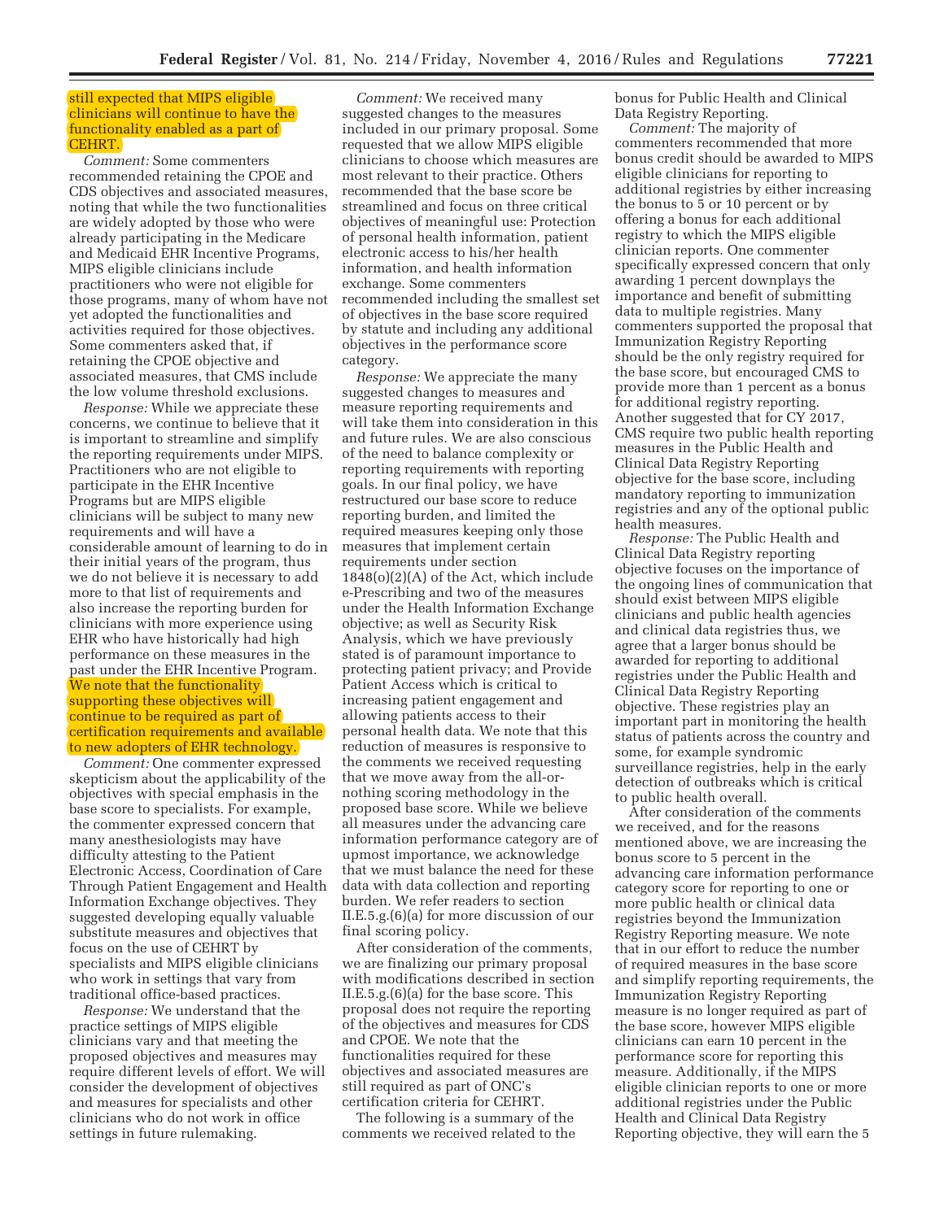still expected that MIPS eligible clinicians will continue to have the functionality enabled as a part of CEHRT.

*Comment:* Some commenters recommended retaining the CPOE and CDS objectives and associated measures, noting that while the two functionalities are widely adopted by those who were already participating in the Medicare and Medicaid EHR Incentive Programs, MIPS eligible clinicians include practitioners who were not eligible for those programs, many of whom have not yet adopted the functionalities and activities required for those objectives. Some commenters asked that, if retaining the CPOE objective and associated measures, that CMS include the low volume threshold exclusions.

*Response:* While we appreciate these concerns, we continue to believe that it is important to streamline and simplify the reporting requirements under MIPS. Practitioners who are not eligible to participate in the EHR Incentive Programs but are MIPS eligible clinicians will be subject to many new requirements and will have a considerable amount of learning to do in their initial years of the program, thus we do not believe it is necessary to add more to that list of requirements and also increase the reporting burden for clinicians with more experience using EHR who have historically had high performance on these measures in the past under the EHR Incentive Program. We note that the functionality supporting these objectives will continue to be required as part of certification requirements and available to new adopters of EHR technology.

*Comment:* One commenter expressed skepticism about the applicability of the objectives with special emphasis in the base score to specialists. For example, the commenter expressed concern that many anesthesiologists may have difficulty attesting to the Patient Electronic Access, Coordination of Care Through Patient Engagement and Health Information Exchange objectives. They suggested developing equally valuable substitute measures and objectives that focus on the use of CEHRT by specialists and MIPS eligible clinicians who work in settings that vary from traditional office-based practices.

*Response:* We understand that the practice settings of MIPS eligible clinicians vary and that meeting the proposed objectives and measures may require different levels of effort. We will consider the development of objectives and measures for specialists and other clinicians who do not work in office settings in future rulemaking.

*Comment:* We received many suggested changes to the measures included in our primary proposal. Some requested that we allow MIPS eligible clinicians to choose which measures are most relevant to their practice. Others recommended that the base score be streamlined and focus on three critical objectives of meaningful use: Protection of personal health information, patient electronic access to his/her health information, and health information exchange. Some commenters recommended including the smallest set of objectives in the base score required by statute and including any additional objectives in the performance score category.

*Response:* We appreciate the many suggested changes to measures and measure reporting requirements and will take them into consideration in this and future rules. We are also conscious of the need to balance complexity or reporting requirements with reporting goals. In our final policy, we have restructured our base score to reduce reporting burden, and limited the required measures keeping only those measures that implement certain requirements under section 1848(o)(2)(A) of the Act, which include e-Prescribing and two of the measures under the Health Information Exchange objective; as well as Security Risk Analysis, which we have previously stated is of paramount importance to protecting patient privacy; and Provide Patient Access which is critical to increasing patient engagement and allowing patients access to their personal health data. We note that this reduction of measures is responsive to the comments we received requesting that we move away from the all-or-nothing scoring methodology in the proposed base score. While we believe all measures under the advancing care information performance category are of upmost importance, we acknowledge that we must balance the need for these data with data collection and reporting burden. We refer readers to section II.E.5.g.(6)(a) for more discussion of our final scoring policy.

After consideration of the comments, we are finalizing our primary proposal with modifications described in section II.E.5.g.(6)(a) for the base score. This proposal does not require the reporting of the objectives and measures for CDS and CPOE. We note that the functionalities required for these objectives and associated measures are still required as part of ONC's certification criteria for CEHRT.

The following is a summary of the comments we received related to the bonus for Public Health and Clinical Data Registry Reporting.

*Comment:* The majority of commenters recommended that more bonus credit should be awarded to MIPS eligible clinicians for reporting to additional registries by either increasing the bonus to 5 or 10 percent or by offering a bonus for each additional registry to which the MIPS eligible clinician reports. One commenter specifically expressed concern that only awarding 1 percent downplays the importance and benefit of submitting data to multiple registries. Many commenters supported the proposal that Immunization Registry Reporting should be the only registry required for the base score, but encouraged CMS to provide more than 1 percent as a bonus for additional registry reporting. Another suggested that for CY 2017, CMS require two public health reporting measures in the Public Health and Clinical Data Registry Reporting objective for the base score, including mandatory reporting to immunization registries and any of the optional public health measures.

*Response:* The Public Health and Clinical Data Registry reporting objective focuses on the importance of the ongoing lines of communication that should exist between MIPS eligible clinicians and public health agencies and clinical data registries thus, we agree that a larger bonus should be awarded for reporting to additional registries under the Public Health and Clinical Data Registry Reporting objective. These registries play an important part in monitoring the health status of patients across the country and some, for example syndromic surveillance registries, help in the early detection of outbreaks which is critical to public health overall.

After consideration of the comments we received, and for the reasons mentioned above, we are increasing the bonus score to 5 percent in the advancing care information performance category score for reporting to one or more public health or clinical data registries beyond the Immunization Registry Reporting measure. We note that in our effort to reduce the number of required measures in the base score and simplify reporting requirements, the Immunization Registry Reporting measure is no longer required as part of the base score, however MIPS eligible clinicians can earn 10 percent in the performance score for reporting this measure. Additionally, if the MIPS eligible clinician reports to one or more additional registries under the Public Health and Clinical Data Registry Reporting objective, they will earn the 5